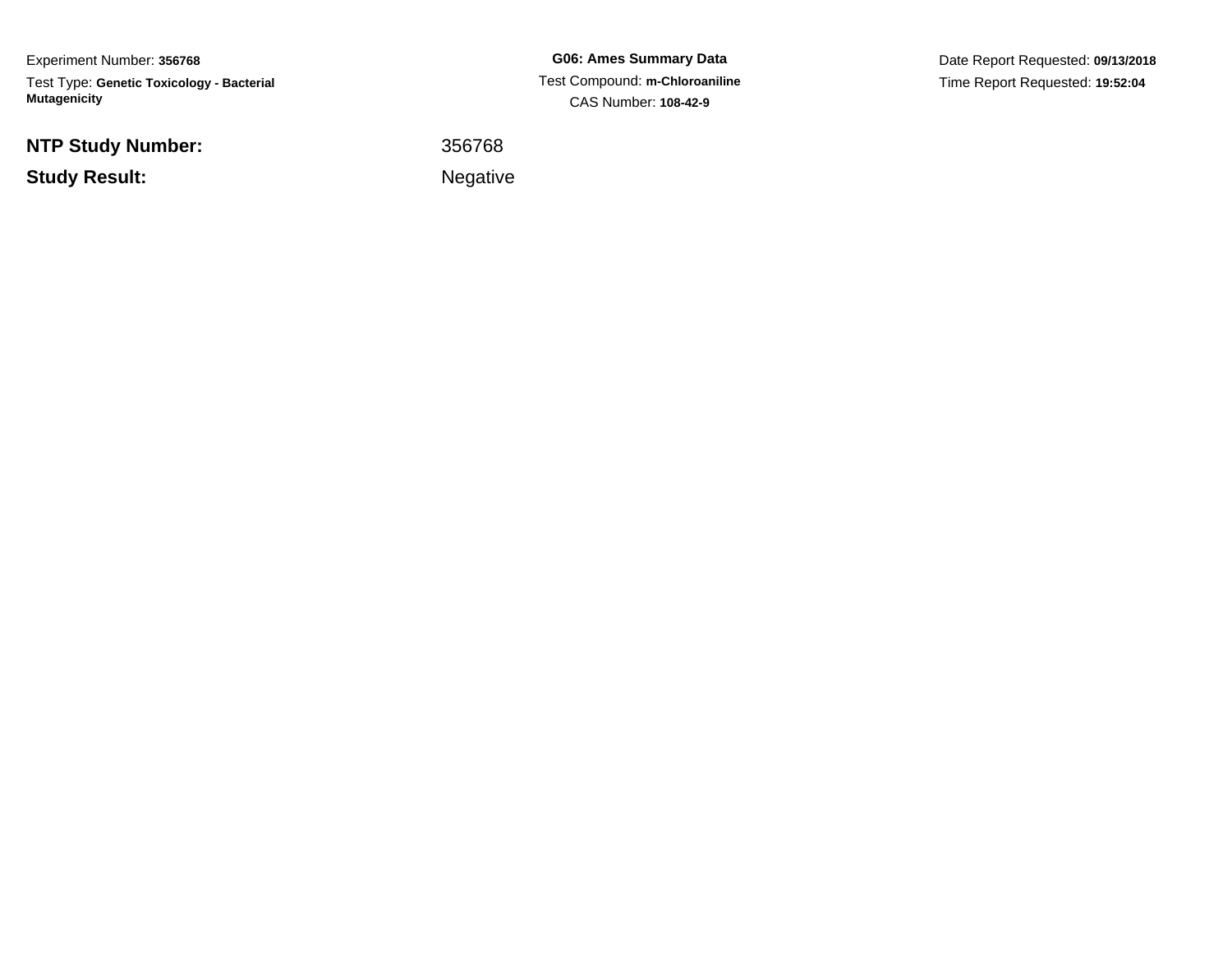Experiment Number: **356768**

Test Type: **Genetic Toxicology - Bacterial Mutagenicity**

**G06: Ames Summary Data**

Test Compound: **m-Chloroaniline**

CAS Number: **108-42-9**

Date Report Requested: **09/13/2018**

Time Report Requested: **19:52:04**

**NTP Study Number:** 356768

**Study Result:** Negative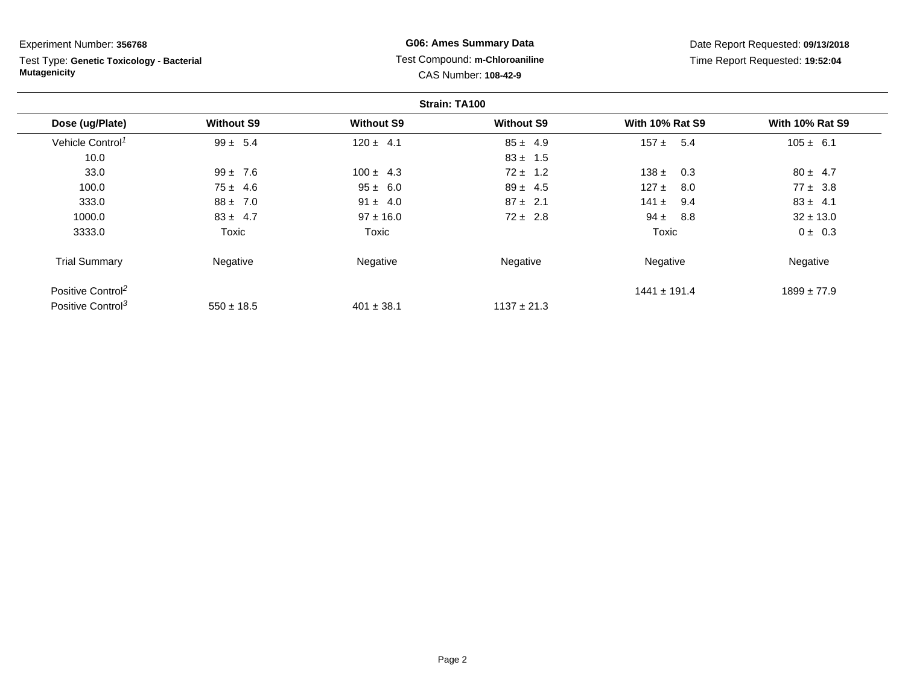Experiment Number: **356768**

Test Type: **Genetic Toxicology - Bacterial Mutagenicity**

**G06: Ames Summary Data**

Test Compound: **m-Chloroaniline**

CAS Number: **108-42-9**

Date Report Requested: **09/13/2018**

Time Report Requested: **19:52:04**

**Strain: TA100**

| Dose (ug/Plate) | Without S9 | Without S9 | Without S9 | With 10% Rat S9 | With 10% Rat S9 |
|---|---|---|---|---|---|
| Vehicle Control[1] | 99 ± 5.4 | 120 ± 4.1 | 85 ± 4.9 | 157 ± 5.4 | 105 ± 6.1 |
| 10.0 | | | 83 ± 1.5 | | |
| 33.0 | 99 ± 7.6 | 100 ± 4.3 | 72 ± 1.2 | 138 ± 0.3 | 80 ± 4.7 |
| 100.0 | 75 ± 4.6 | 95 ± 6.0 | 89 ± 4.5 | 127 ± 8.0 | 77 ± 3.8 |
| 333.0 | 88 ± 7.0 | 91 ± 4.0 | 87 ± 2.1 | 141 ± 9.4 | 83 ± 4.1 |
| 1000.0 | 83 ± 4.7 | 97 ± 16.0 | 72 ± 2.8 | 94 ± 8.8 | 32 ± 13.0 |
| 3333.0 | Toxic | Toxic | | Toxic | 0 ± 0.3 |
| Trial Summary | Negative | Negative | Negative | Negative | Negative |
| Positive Control[2] | | | | 1441 ± 191.4 | 1899 ± 77.9 |
| Positive Control[3] | 550 ± 18.5 | 401 ± 38.1 | 1137 ± 21.3 | | |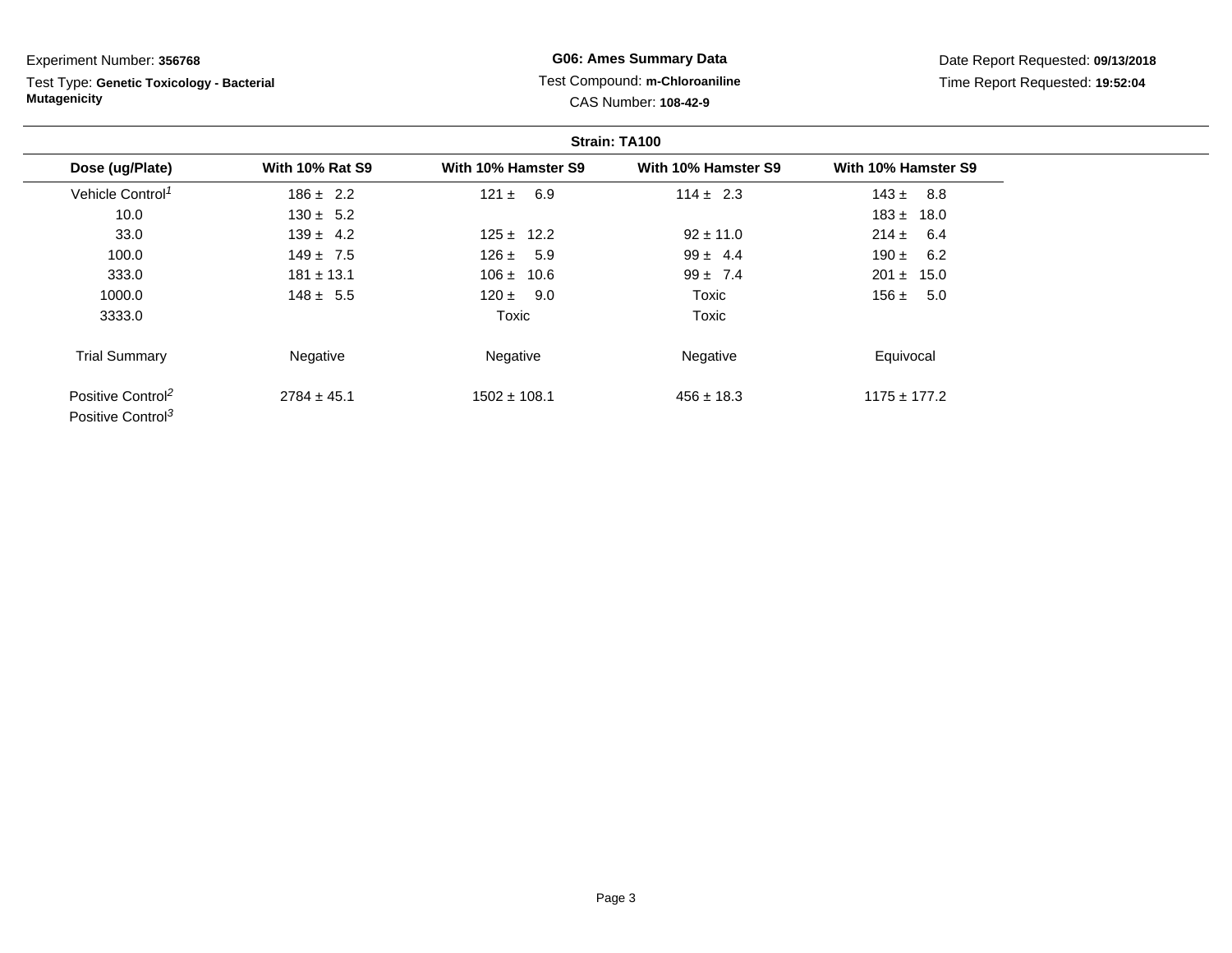Experiment Number: **356768**

Test Type: **Genetic Toxicology - Bacterial Mutagenicity**

**G06: Ames Summary Data**

Test Compound: **m-Chloroaniline**

CAS Number: **108-42-9**

Date Report Requested: **09/13/2018**

Time Report Requested: **19:52:04**

**Strain: TA100**

| Dose (ug/Plate) | With 10% Rat S9 | With 10% Hamster S9 | With 10% Hamster S9 | With 10% Hamster S9 |
|---|---|---|---|---|
| Vehicle Control[1] | 186 ± 2.2 | 121 ± 6.9 | 114 ± 2.3 | 143 ± 8.8 |
| 10.0 | 130 ± 5.2 | | | 183 ± 18.0 |
| 33.0 | 139 ± 4.2 | 125 ± 12.2 | 92 ± 11.0 | 214 ± 6.4 |
| 100.0 | 149 ± 7.5 | 126 ± 5.9 | 99 ± 4.4 | 190 ± 6.2 |
| 333.0 | 181 ± 13.1 | 106 ± 10.6 | 99 ± 7.4 | 201 ± 15.0 |
| 1000.0 | 148 ± 5.5 | 120 ± 9.0 | Toxic | 156 ± 5.0 |
| 3333.0 | | Toxic | Toxic | |
| Trial Summary | Negative | Negative | Negative | Equivocal |
| Positive Control[2] | 2784 ± 45.1 | 1502 ± 108.1 | 456 ± 18.3 | 1175 ± 177.2 |
| Positive Control[3] | | | | |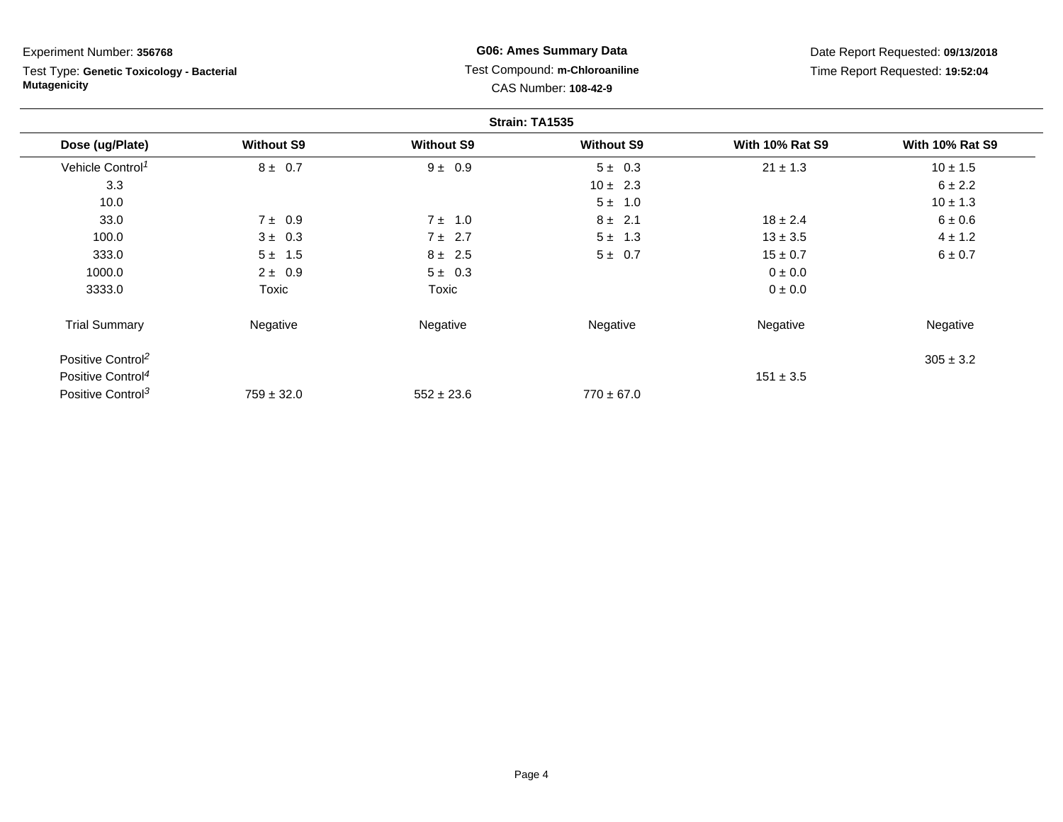Experiment Number: **356768**

Test Type: **Genetic Toxicology - Bacterial Mutagenicity**

**G06: Ames Summary Data**

Test Compound: **m-Chloroaniline**

CAS Number: **108-42-9**

Date Report Requested: **09/13/2018**

Time Report Requested: **19:52:04**

**Strain: TA1535**

| Dose (ug/Plate) | Without S9 | Without S9 | Without S9 | With 10% Rat S9 | With 10% Rat S9 |
|---|---|---|---|---|---|
| Vehicle Control[1] | 8 ± 0.7 | 9 ± 0.9 | 5 ± 0.3 | 21 ± 1.3 | 10 ± 1.5 |
| 3.3 | | | 10 ± 2.3 | | 6 ± 2.2 |
| 10.0 | | | 5 ± 1.0 | | 10 ± 1.3 |
| 33.0 | 7 ± 0.9 | 7 ± 1.0 | 8 ± 2.1 | 18 ± 2.4 | 6 ± 0.6 |
| 100.0 | 3 ± 0.3 | 7 ± 2.7 | 5 ± 1.3 | 13 ± 3.5 | 4 ± 1.2 |
| 333.0 | 5 ± 1.5 | 8 ± 2.5 | 5 ± 0.7 | 15 ± 0.7 | 6 ± 0.7 |
| 1000.0 | 2 ± 0.9 | 5 ± 0.3 | | 0 ± 0.0 | |
| 3333.0 | Toxic | Toxic | | 0 ± 0.0 | |
| Trial Summary | Negative | Negative | Negative | Negative | Negative |
| Positive Control[2] | | | | | 305 ± 3.2 |
| Positive Control[4] | | | | 151 ± 3.5 | |
| Positive Control[3] | 759 ± 32.0 | 552 ± 23.6 | 770 ± 67.0 | | |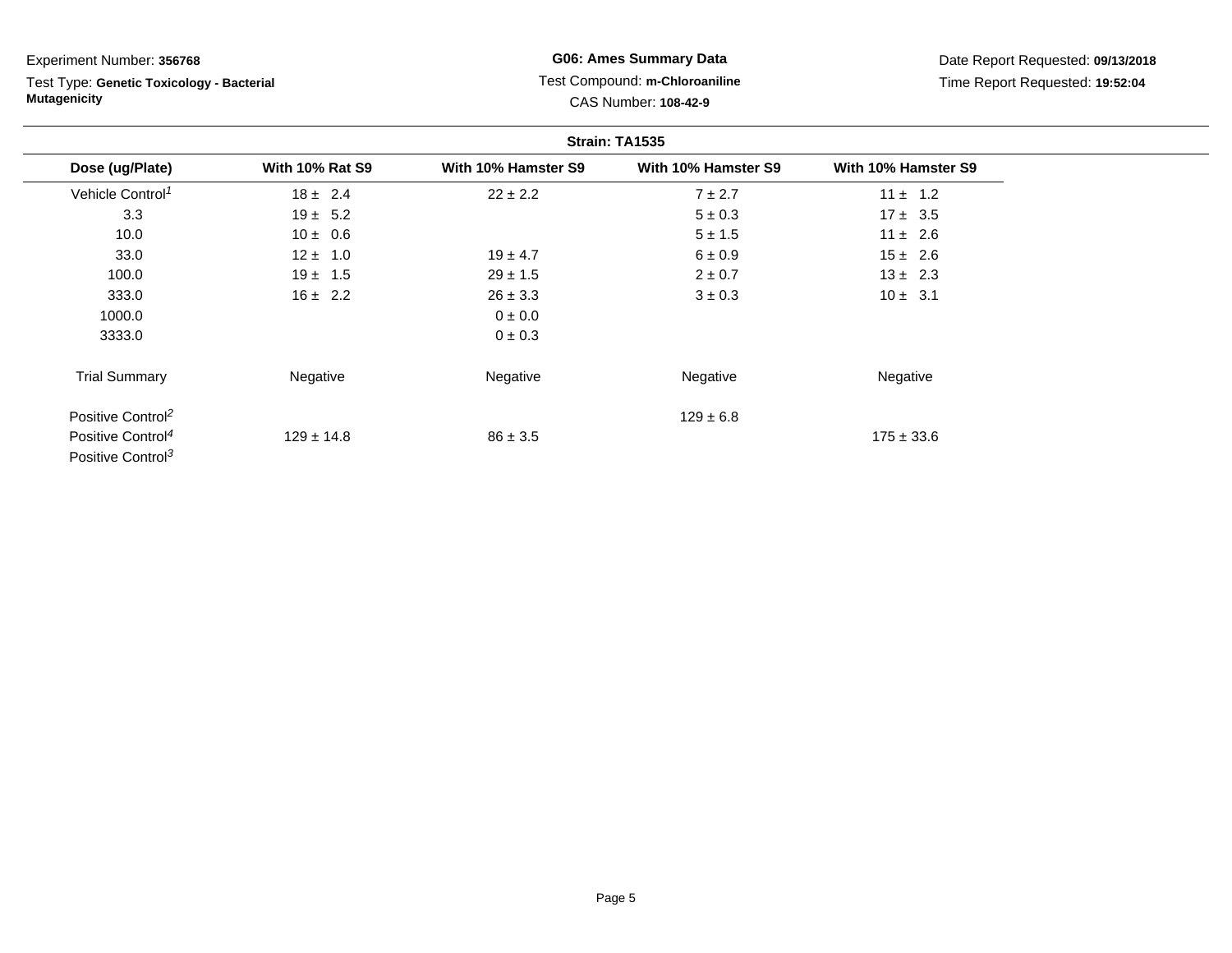Experiment Number: **356768**

Test Type: **Genetic Toxicology - Bacterial Mutagenicity**

**G06: Ames Summary Data**

Test Compound: **m-Chloroaniline**

CAS Number: **108-42-9**

Date Report Requested: **09/13/2018**

Time Report Requested: **19:52:04**

**Strain: TA1535**

| Dose (ug/Plate) | With 10% Rat S9 | With 10% Hamster S9 | With 10% Hamster S9 | With 10% Hamster S9 |
|---|---|---|---|---|
| Vehicle Control[1] | 18 ± 2.4 | 22 ± 2.2 | 7 ± 2.7 | 11 ± 1.2 |
| 3.3 | 19 ± 5.2 | | 5 ± 0.3 | 17 ± 3.5 |
| 10.0 | 10 ± 0.6 | | 5 ± 1.5 | 11 ± 2.6 |
| 33.0 | 12 ± 1.0 | 19 ± 4.7 | 6 ± 0.9 | 15 ± 2.6 |
| 100.0 | 19 ± 1.5 | 29 ± 1.5 | 2 ± 0.7 | 13 ± 2.3 |
| 333.0 | 16 ± 2.2 | 26 ± 3.3 | 3 ± 0.3 | 10 ± 3.1 |
| 1000.0 | | 0 ± 0.0 | | |
| 3333.0 | | 0 ± 0.3 | | |
| Trial Summary | Negative | Negative | Negative | Negative |
| Positive Control[2] | | | 129 ± 6.8 | |
| Positive Control[4] | 129 ± 14.8 | 86 ± 3.5 | | 175 ± 33.6 |
| Positive Control[3] | | | | |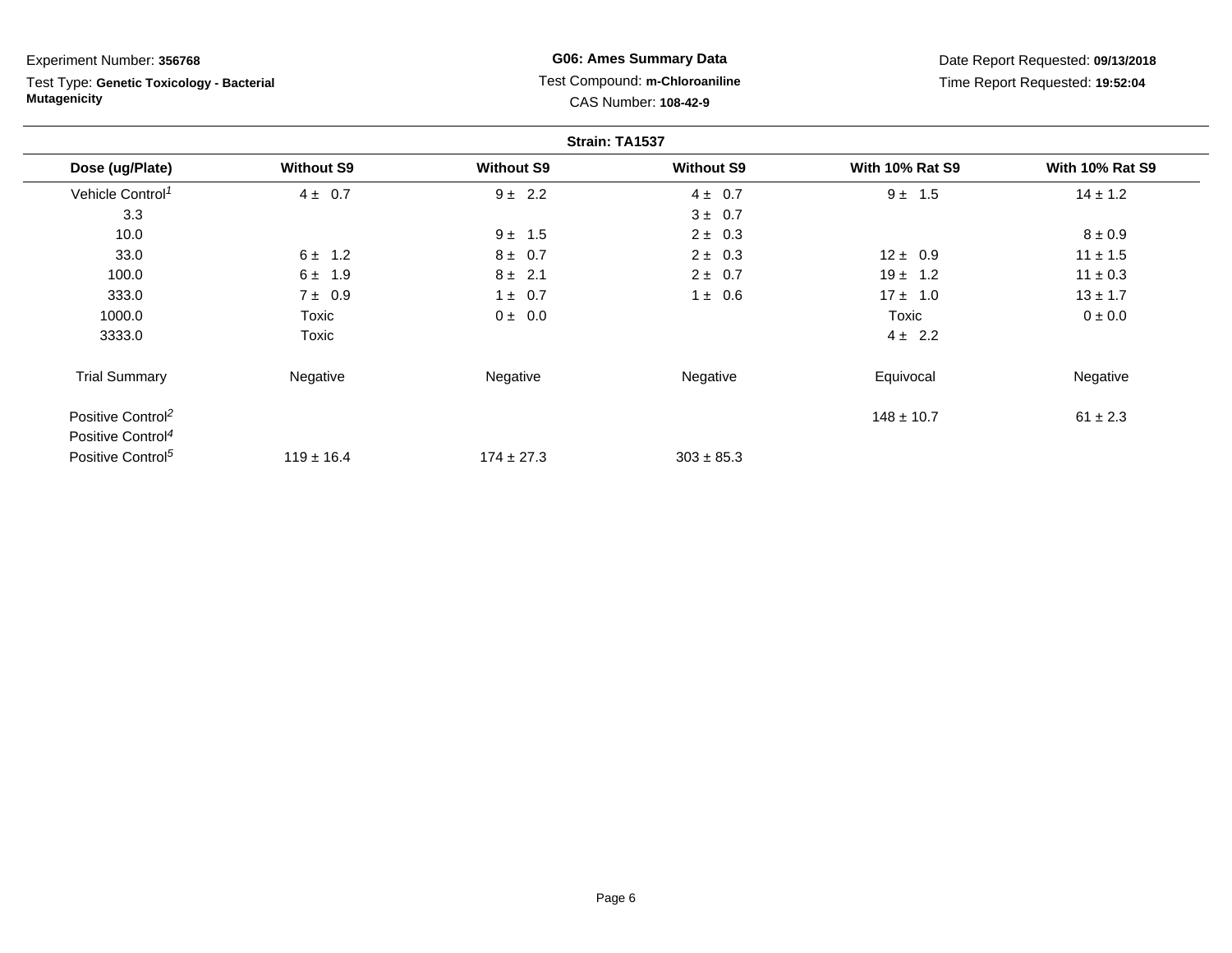Experiment Number: **356768**

Test Type: **Genetic Toxicology - Bacterial Mutagenicity**

**G06: Ames Summary Data**

Test Compound: **m-Chloroaniline**

CAS Number: **108-42-9**

Date Report Requested: **09/13/2018**

Time Report Requested: **19:52:04**

**Strain: TA1537**

| Dose (ug/Plate) | Without S9 | Without S9 | Without S9 | With 10% Rat S9 | With 10% Rat S9 |
|---|---|---|---|---|---|
| Vehicle Control[1] | 4 ± 0.7 | 9 ± 2.2 | 4 ± 0.7 | 9 ± 1.5 | 14 ± 1.2 |
| 3.3 | | | 3 ± 0.7 | | |
| 10.0 | | 9 ± 1.5 | 2 ± 0.3 | | 8 ± 0.9 |
| 33.0 | 6 ± 1.2 | 8 ± 0.7 | 2 ± 0.3 | 12 ± 0.9 | 11 ± 1.5 |
| 100.0 | 6 ± 1.9 | 8 ± 2.1 | 2 ± 0.7 | 19 ± 1.2 | 11 ± 0.3 |
| 333.0 | 7 ± 0.9 | 1 ± 0.7 | 1 ± 0.6 | 17 ± 1.0 | 13 ± 1.7 |
| 1000.0 | Toxic | 0 ± 0.0 | | Toxic | 0 ± 0.0 |
| 3333.0 | Toxic | | | 4 ± 2.2 | |
| Trial Summary | Negative | Negative | Negative | Equivocal | Negative |
| Positive Control[2] | | | | 148 ± 10.7 | 61 ± 2.3 |
| Positive Control[4] | | | | | |
| Positive Control[5] | 119 ± 16.4 | 174 ± 27.3 | 303 ± 85.3 | | |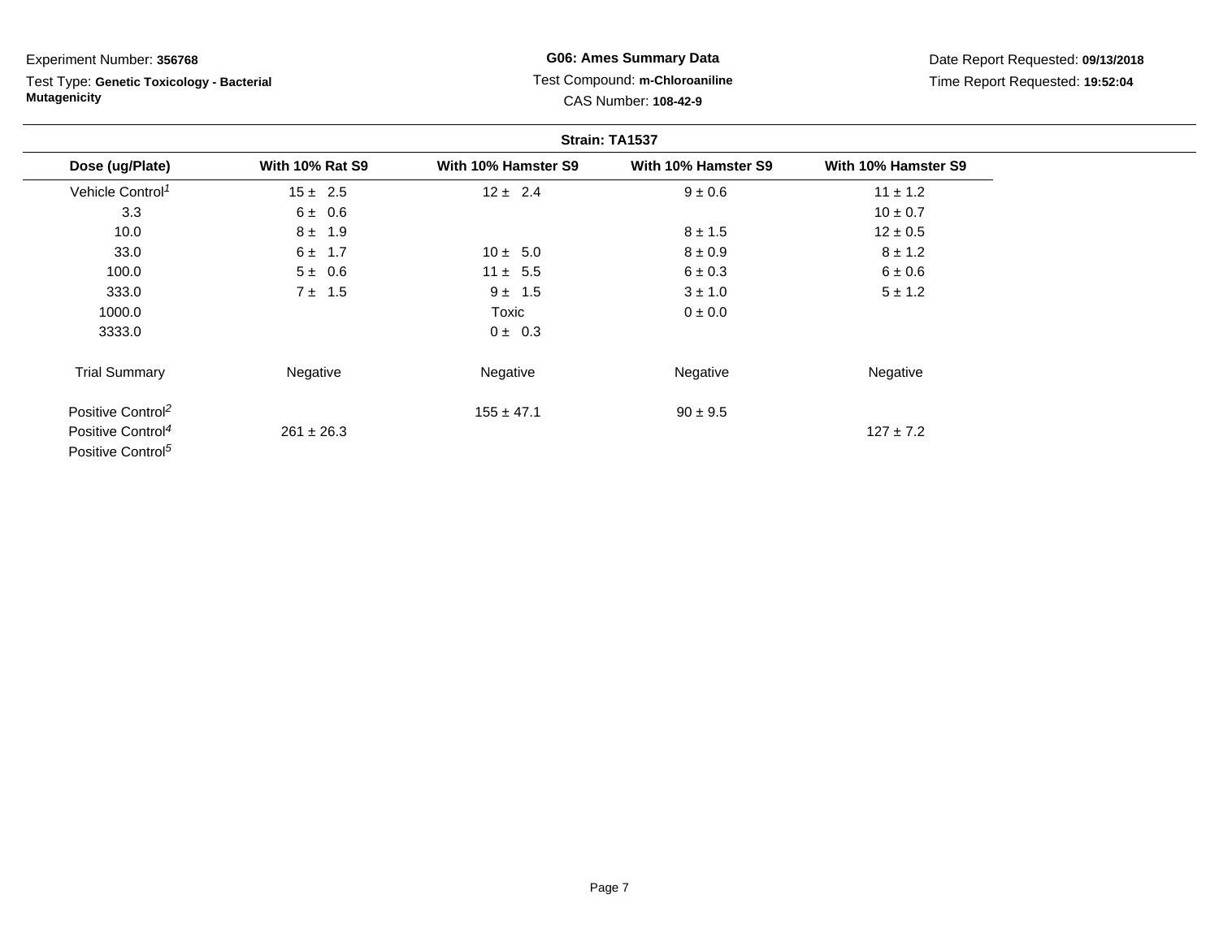Experiment Number: **356768**

Test Type: **Genetic Toxicology - Bacterial Mutagenicity**

**G06: Ames Summary Data**

Test Compound: **m-Chloroaniline**

CAS Number: **108-42-9**

Date Report Requested: **09/13/2018**

Time Report Requested: **19:52:04**

**Strain: TA1537**

| Dose (ug/Plate) | With 10% Rat S9 | With 10% Hamster S9 | With 10% Hamster S9 | With 10% Hamster S9 |
|---|---|---|---|---|
| Vehicle Control[1] | 15 ± 2.5 | 12 ± 2.4 | 9 ± 0.6 | 11 ± 1.2 |
| 3.3 | 6 ± 0.6 | | | 10 ± 0.7 |
| 10.0 | 8 ± 1.9 | | 8 ± 1.5 | 12 ± 0.5 |
| 33.0 | 6 ± 1.7 | 10 ± 5.0 | 8 ± 0.9 | 8 ± 1.2 |
| 100.0 | 5 ± 0.6 | 11 ± 5.5 | 6 ± 0.3 | 6 ± 0.6 |
| 333.0 | 7 ± 1.5 | 9 ± 1.5 | 3 ± 1.0 | 5 ± 1.2 |
| 1000.0 | | Toxic | 0 ± 0.0 | |
| 3333.0 | | 0 ± 0.3 | | |
| Trial Summary | Negative | Negative | Negative | Negative |
| Positive Control[2] | | 155 ± 47.1 | 90 ± 9.5 | |
| Positive Control[4] | 261 ± 26.3 | | | 127 ± 7.2 |
| Positive Control[5] | | | | |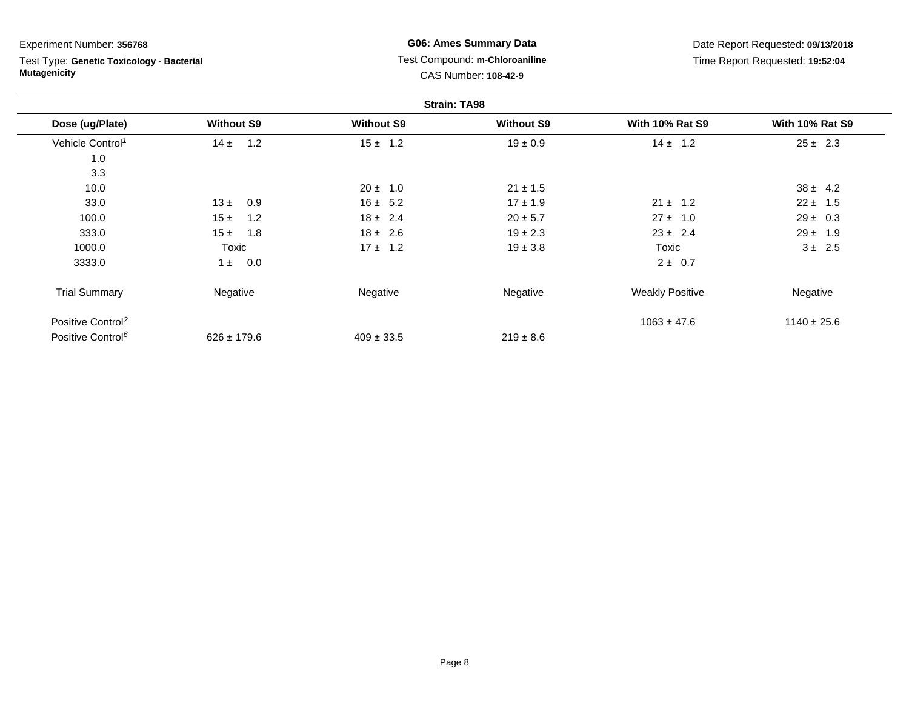Experiment Number: **356768**

Test Type: **Genetic Toxicology - Bacterial Mutagenicity**

**G06: Ames Summary Data**

Test Compound: **m-Chloroaniline**

CAS Number: **108-42-9**

Date Report Requested: **09/13/2018**

Time Report Requested: **19:52:04**

**Strain: TA98**

| Dose (ug/Plate) | Without S9 | Without S9 | Without S9 | With 10% Rat S9 | With 10% Rat S9 |
|---|---|---|---|---|---|
| Vehicle Control[1] | 14 ± 1.2 | 15 ± 1.2 | 19 ± 0.9 | 14 ± 1.2 | 25 ± 2.3 |
| 1.0 | | | | | |
| 3.3 | | | | | |
| 10.0 | | 20 ± 1.0 | 21 ± 1.5 | | 38 ± 4.2 |
| 33.0 | 13 ± 0.9 | 16 ± 5.2 | 17 ± 1.9 | 21 ± 1.2 | 22 ± 1.5 |
| 100.0 | 15 ± 1.2 | 18 ± 2.4 | 20 ± 5.7 | 27 ± 1.0 | 29 ± 0.3 |
| 333.0 | 15 ± 1.8 | 18 ± 2.6 | 19 ± 2.3 | 23 ± 2.4 | 29 ± 1.9 |
| 1000.0 | Toxic | 17 ± 1.2 | 19 ± 3.8 | Toxic | 3 ± 2.5 |
| 3333.0 | 1 ± 0.0 | | | 2 ± 0.7 | |
| Trial Summary | Negative | Negative | Negative | Weakly Positive | Negative |
| Positive Control[2] | | | | 1063 ± 47.6 | 1140 ± 25.6 |
| Positive Control[6] | 626 ± 179.6 | 409 ± 33.5 | 219 ± 8.6 | | |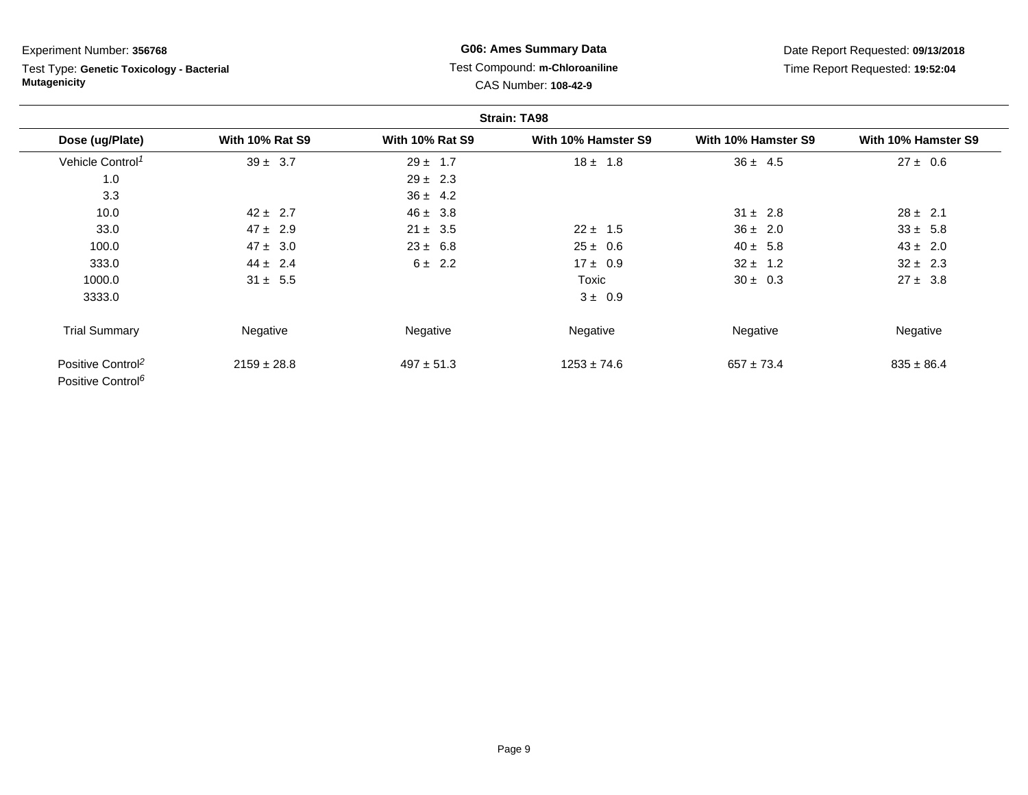Experiment Number: **356768**

Test Type: **Genetic Toxicology - Bacterial Mutagenicity**

**G06: Ames Summary Data**

Test Compound: **m-Chloroaniline**

CAS Number: **108-42-9**

Date Report Requested: **09/13/2018**

Time Report Requested: **19:52:04**

**Strain: TA98**

| Dose (ug/Plate) | With 10% Rat S9 | With 10% Rat S9 | With 10% Hamster S9 | With 10% Hamster S9 | With 10% Hamster S9 |
|---|---|---|---|---|---|
| Vehicle Control[1] | 39 ± 3.7 | 29 ± 1.7 | 18 ± 1.8 | 36 ± 4.5 | 27 ± 0.6 |
| 1.0 | | 29 ± 2.3 | | | |
| 3.3 | | 36 ± 4.2 | | | |
| 10.0 | 42 ± 2.7 | 46 ± 3.8 | | 31 ± 2.8 | 28 ± 2.1 |
| 33.0 | 47 ± 2.9 | 21 ± 3.5 | 22 ± 1.5 | 36 ± 2.0 | 33 ± 5.8 |
| 100.0 | 47 ± 3.0 | 23 ± 6.8 | 25 ± 0.6 | 40 ± 5.8 | 43 ± 2.0 |
| 333.0 | 44 ± 2.4 | 6 ± 2.2 | 17 ± 0.9 | 32 ± 1.2 | 32 ± 2.3 |
| 1000.0 | 31 ± 5.5 | | Toxic | 30 ± 0.3 | 27 ± 3.8 |
| 3333.0 | | | 3 ± 0.9 | | |
| Trial Summary | Negative | Negative | Negative | Negative | Negative |
| Positive Control[2] | 2159 ± 28.8 | 497 ± 51.3 | 1253 ± 74.6 | 657 ± 73.4 | 835 ± 86.4 |
| Positive Control[6] | | | | | |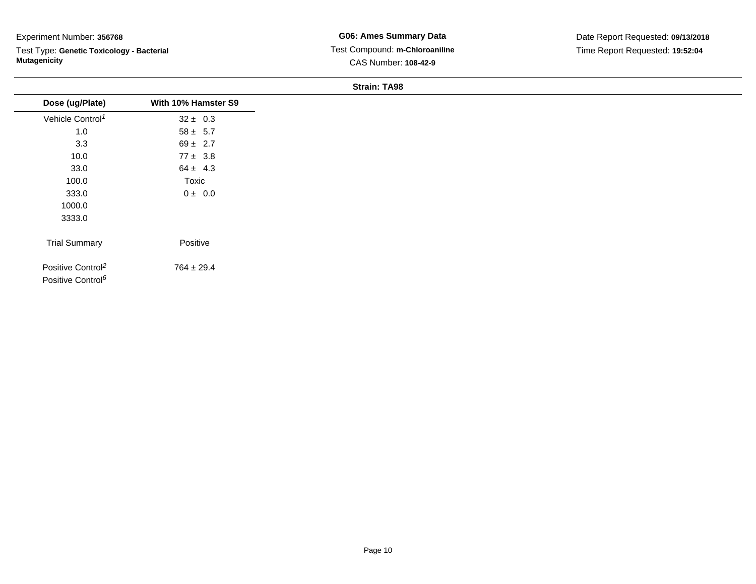Experiment Number: **356768**

Test Type: **Genetic Toxicology - Bacterial Mutagenicity**

**G06: Ames Summary Data**

Test Compound: **m-Chloroaniline**

CAS Number: **108-42-9**

Date Report Requested: **09/13/2018**

Time Report Requested: **19:52:04**

**Strain: TA98**

| Dose (ug/Plate) | With 10% Hamster S9 |
|---|---|
| Vehicle Control[1] | 32 ± 0.3 |
| 1.0 | 58 ± 5.7 |
| 3.3 | 69 ± 2.7 |
| 10.0 | 77 ± 3.8 |
| 33.0 | 64 ± 4.3 |
| 100.0 | Toxic |
| 333.0 | 0 ± 0.0 |
| 1000.0 | |
| 3333.0 | |
| Trial Summary | Positive |
| Positive Control[2] | 764 ± 29.4 |
| Positive Control[6] | |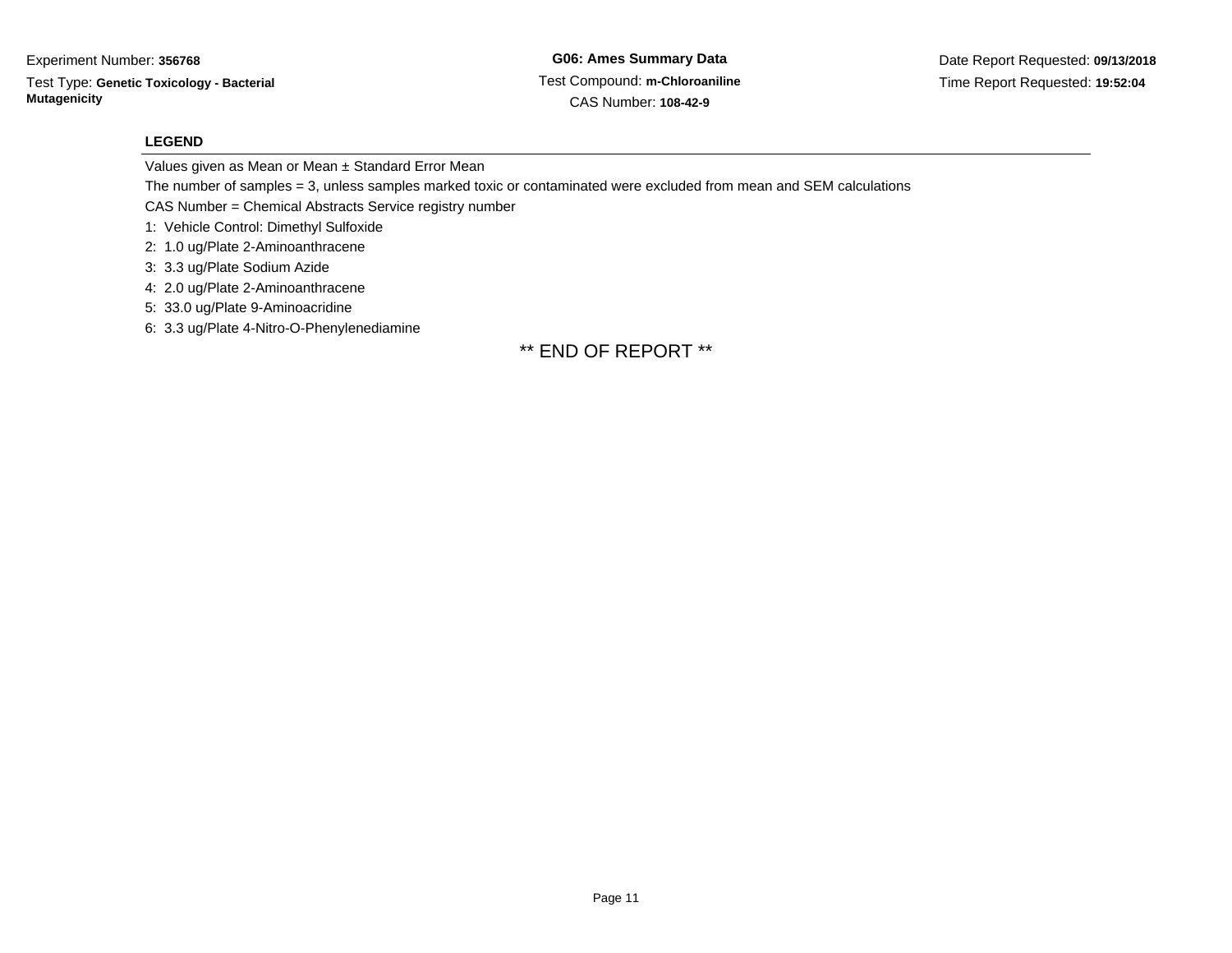Experiment Number: **356768**

Test Type: **Genetic Toxicology - Bacterial Mutagenicity**

**G06: Ames Summary Data**

Test Compound: **m-Chloroaniline**

CAS Number: **108-42-9**

Date Report Requested: **09/13/2018**

Time Report Requested: **19:52:04**

**LEGEND**

Values given as Mean or Mean ± Standard Error Mean

The number of samples = 3, unless samples marked toxic or contaminated were excluded from mean and SEM calculations

CAS Number = Chemical Abstracts Service registry number

1: Vehicle Control: Dimethyl Sulfoxide

2: 1.0 ug/Plate 2-Aminoanthracene

3: 3.3 ug/Plate Sodium Azide

4: 2.0 ug/Plate 2-Aminoanthracene

5: 33.0 ug/Plate 9-Aminoacridine

6: 3.3 ug/Plate 4-Nitro-O-Phenylenediamine

** END OF REPORT **